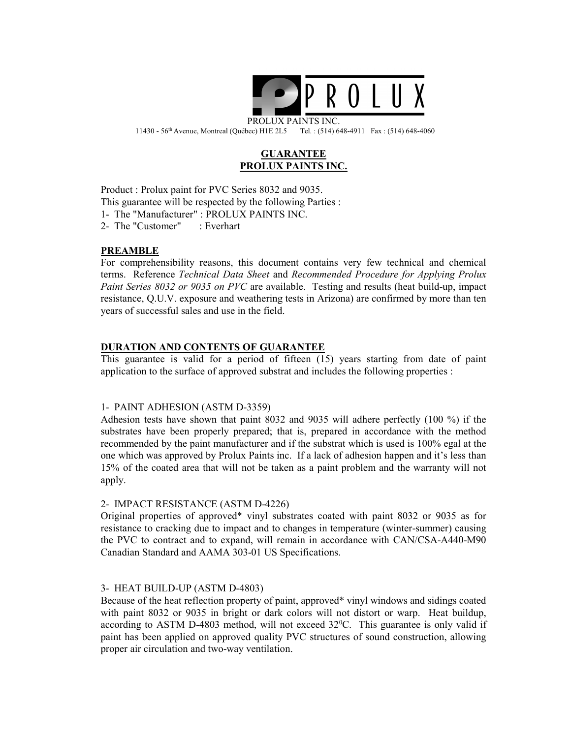PROLUX

PROLUX PAINTS INC.

11430 - 56th Avenue, Montreal (Québec) H1E 2L5 Tel. : (514) 648-4911 Fax : (514) 648-4060

## GUARANTEE
## PROLUX PAINTS INC.

Product : Prolux paint for PVC Series 8032 and 9035.
This guarantee will be respected by the following Parties :

1- The "Manufacturer" : PROLUX PAINTS INC.
2- The "Customer" : Everhart

### PREAMBLE

For comprehensibility reasons, this document contains very few technical and chemical terms. Reference *Technical Data Sheet* and *Recommended Procedure for Applying Prolux Paint Series 8032 or 9035 on PVC* are available. Testing and results (heat build-up, impact resistance, Q.U.V. exposure and weathering tests in Arizona) are confirmed by more than ten years of successful sales and use in the field.

### DURATION AND CONTENTS OF GUARANTEE

This guarantee is valid for a period of fifteen (15) years starting from date of paint application to the surface of approved substrat and includes the following properties :

1- PAINT ADHESION (ASTM D-3359)

Adhesion tests have shown that paint 8032 and 9035 will adhere perfectly (100 %) if the substrates have been properly prepared; that is, prepared in accordance with the method recommended by the paint manufacturer and if the substrat which is used is 100% egal at the one which was approved by Prolux Paints inc. If a lack of adhesion happen and it's less than 15% of the coated area that will not be taken as a paint problem and the warranty will not apply.

2- IMPACT RESISTANCE (ASTM D-4226)

Original properties of approved* vinyl substrates coated with paint 8032 or 9035 as for resistance to cracking due to impact and to changes in temperature (winter-summer) causing the PVC to contract and to expand, will remain in accordance with CAN/CSA-A440-M90 Canadian Standard and AAMA 303-01 US Specifications.

3- HEAT BUILD-UP (ASTM D-4803)

Because of the heat reflection property of paint, approved* vinyl windows and sidings coated with paint 8032 or 9035 in bright or dark colors will not distort or warp. Heat buildup, according to ASTM D-4803 method, will not exceed $32^0$C. This guarantee is only valid if paint has been applied on approved quality PVC structures of sound construction, allowing proper air circulation and two-way ventilation.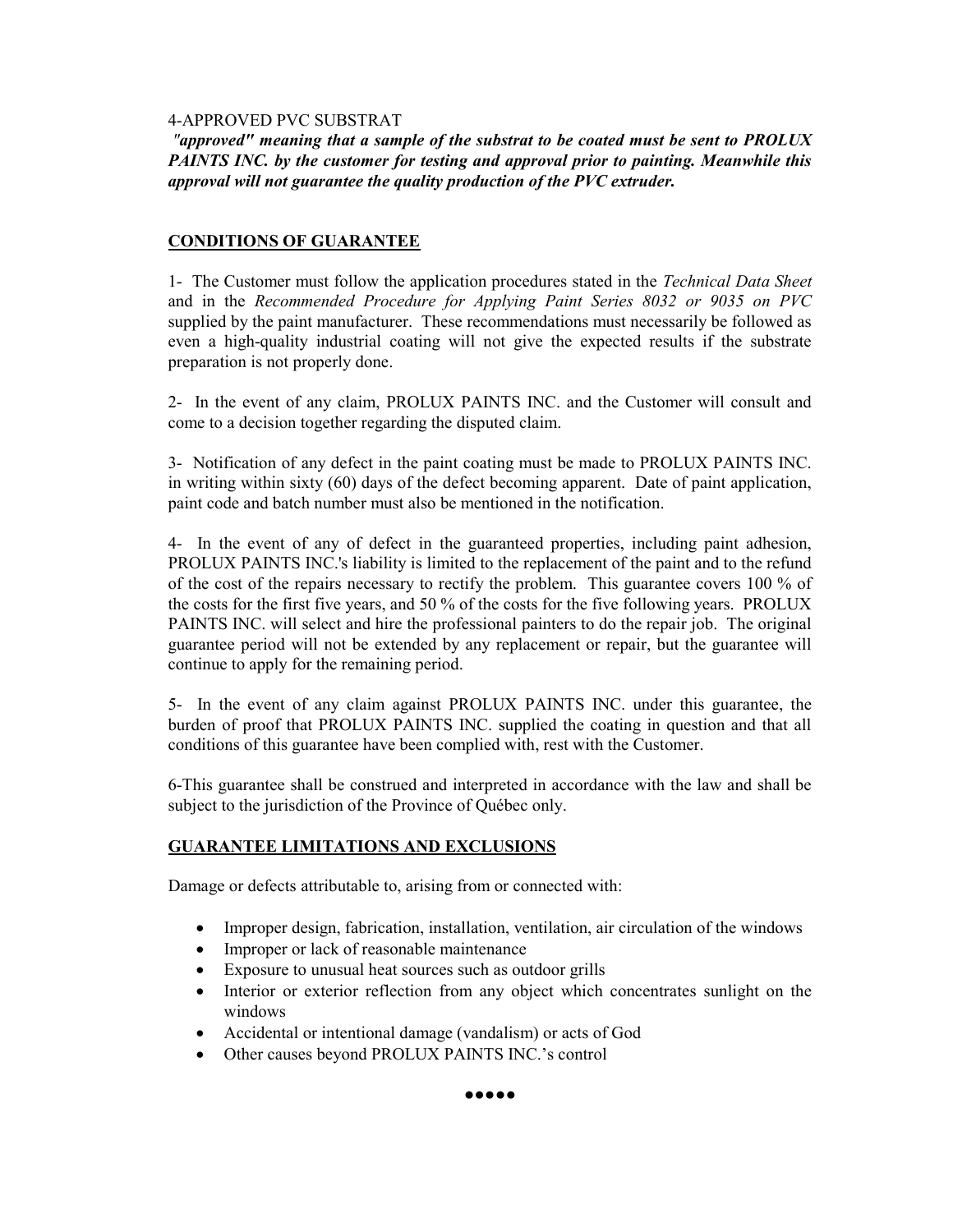4-APPROVED PVC SUBSTRAT

***"approved" meaning that a sample of the substrat to be coated must be sent to PROLUX PAINTS INC. by the customer for testing and approval prior to painting. Meanwhile this approval will not guarantee the quality production of the PVC extruder.***

## **CONDITIONS OF GUARANTEE**

1- The Customer must follow the application procedures stated in the *Technical Data Sheet* and in the *Recommended Procedure for Applying Paint Series 8032 or 9035 on PVC* supplied by the paint manufacturer. These recommendations must necessarily be followed as even a high-quality industrial coating will not give the expected results if the substrate preparation is not properly done.

2- In the event of any claim, PROLUX PAINTS INC. and the Customer will consult and come to a decision together regarding the disputed claim.

3- Notification of any defect in the paint coating must be made to PROLUX PAINTS INC. in writing within sixty (60) days of the defect becoming apparent. Date of paint application, paint code and batch number must also be mentioned in the notification.

4- In the event of any of defect in the guaranteed properties, including paint adhesion, PROLUX PAINTS INC.'s liability is limited to the replacement of the paint and to the refund of the cost of the repairs necessary to rectify the problem. This guarantee covers 100 % of the costs for the first five years, and 50 % of the costs for the five following years. PROLUX PAINTS INC. will select and hire the professional painters to do the repair job. The original guarantee period will not be extended by any replacement or repair, but the guarantee will continue to apply for the remaining period.

5- In the event of any claim against PROLUX PAINTS INC. under this guarantee, the burden of proof that PROLUX PAINTS INC. supplied the coating in question and that all conditions of this guarantee have been complied with, rest with the Customer.

6-This guarantee shall be construed and interpreted in accordance with the law and shall be subject to the jurisdiction of the Province of Québec only.

## **GUARANTEE LIMITATIONS AND EXCLUSIONS**

Damage or defects attributable to, arising from or connected with:

- Improper design, fabrication, installation, ventilation, air circulation of the windows
- Improper or lack of reasonable maintenance
- Exposure to unusual heat sources such as outdoor grills
- Interior or exterior reflection from any object which concentrates sunlight on the windows
- Accidental or intentional damage (vandalism) or acts of God
- Other causes beyond PROLUX PAINTS INC.'s control

●●●●●